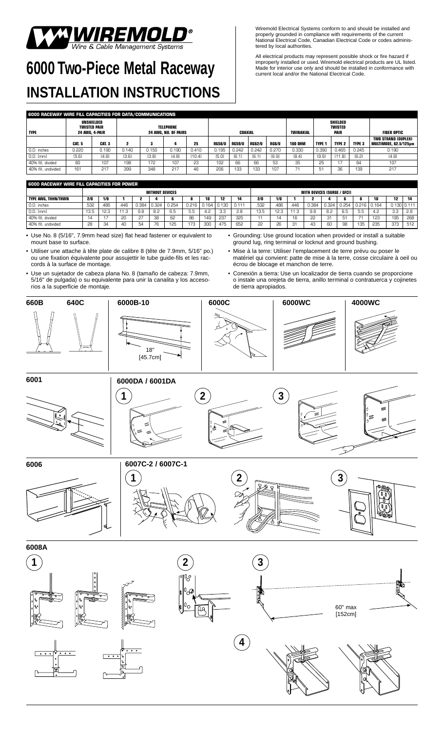# WIREMOLD® Wire & Cable Management Systems

# 6000 Two-Piece Metal Raceway

# INSTALLATION INSTRUCTIONS

Wiremold Electrical Systems conform to and should be installed and properly grounded in compliance with requirements of the current National Electrical Code, Canadian Electrical Code or codes administered by local authorities.

All electrical products may represent possible shock or fire hazard if improperly installed or used. Wiremold electrical products are UL listed. Made for interior use only and should be installed in conformance with current local and/or the National Electrical Code.

## 6000 RACEWAY WIRE FILL CAPACITIES FOR DATA/COMMUNICATIONS

| TYPE | UNSHIELDED TWISTED PAIR 24 AWG, 4-PAIR | | TELEPHONE 24 AWG, NO. OF PAIRS | | | | COAXIAL | | | | TWINAXIAL | SHIELDED TWISTED PAIR | | | FIBER OPTIC |
|---|---|---|---|---|---|---|---|---|---|---|---|---|---|---|---|
| | CAT. 5 | CAT. 3 | 2 | 3 | 4 | 25 | RG58/U | RG59/U | RG62/U | RG6/U | 100 OHM | TYPE 1 | TYPE 2 | TYPE 3 | TWO STRAND (DUPLEX) MULTIMODE, 62.5/125μm |
| O.D. inches | 0.220 | 0.190 | 0.140 | 0.150 | 0.190 | 0.410 | 0.195 | 0.242 | 0.242 | 0.270 | 0.330 | 0.390 | 0.465 | 0.245 | 0.190 |
| O.D. (mm) | (5.6) | (4.8) | (3.6) | (3.8) | (4.8) | (10.4) | (5.0) | (6.1) | (6.1) | (6.9) | (8.4) | (9.9) | (11.8) | (6.2) | (4.8) |
| 40% fill, divided | 80 | 107 | 198 | 172 | 107 | 23 | 102 | 66 | 66 | 53 | 35 | 25 | 17 | 64 | 107 |
| 40% fill, undivided | 161 | 217 | 399 | 348 | 217 | 46 | 206 | 133 | 133 | 107 | 71 | 51 | 36 | 139 | 217 |

## 6000 RACEWAY WIRE FILL CAPACITIES FOR POWER

| | WITHOUT DEVICES | | | | | | | | | | WITH DEVICES (SURGE / GFCI) | | | | | | | | | |
|---|---|---|---|---|---|---|---|---|---|---|---|---|---|---|---|---|---|---|---|---|
| TYPE AWG, THHN/THWN | 2/0 | 1/0 | 1 | 2 | 4 | 6 | 8 | 10 | 12 | 14 | 2/0 | 1/0 | 1 | 2 | 4 | 6 | 8 | 10 | 12 | 14 |
| O.D. inches | .532 | .486 | .446 | 0.384 | 0.324 | 0.254 | 0.216 | 0.164 | 0.130 | 0.111 | .532 | .486 | .446 | 0.384 | 0.324 | 0.254 | 0.216 | 0.164 | 0.130 | 0.111 |
| O.D. (mm) | 13.5 | 12.3 | 11.3 | 9.8 | 8.2 | 6.5 | 5.5 | 4.2 | 3.3 | 2.8 | 13.5 | 12.3 | 11.3 | 9.8 | 8.2 | 6.5 | 5.5 | 4.2 | 3.3 | 2.8 |
| 40% fill, divided | 14 | 17 | 20 | 27 | 38 | 62 | 86 | 149 | 237 | 325 | 11 | 14 | 16 | 22 | 31 | 51 | 71 | 123 | 195 | 268 |
| 40% fill, undivided | 28 | 34 | 40 | 54 | 76 | 125 | 173 | 300 | 475 | 652 | 22 | 26 | 31 | 43 | 60 | 98 | 135 | 235 | 373 | 512 |

- Use No. 8 (5/16", 7.9mm head size) flat head fastener or equivalent to mount base to surface.
- Utiliser une attache à tête plate de calibre 8 (tête de 7.9mm, 5/16" po.) ou une fixation équivalente pour assujettir le tube guide-fils et les raccords à la surface de montage.
- Use un sujetador de cabeza plana No. 8 (tamaño de cabeza: 7.9mm, 5/16" de pulgada) o su equivalente para unir la canalita y los accesorios a la superficie de montaje.
- Grounding: Use ground location when provided or install a suitable ground lug, ring terminal or locknut and ground bushing.
- Mise à la terre: Utiliser l'emplacement de terre prévu ou poser le matériel qui convient: patte de mise à la terre, cosse circulaire à oeil ou écrou de blocage et manchon de terre.
- Conexión a tierra: Use un localizador de tierra cuando se proporcione o instale una orejeta de tierra, anillo terminal o contratuerca y cojinetes de tierra apropiados.

660B

640C

6000B-10

18" [45.7cm]

6000C

6000WC

4000WC

6001

6000DA / 6001DA

1 2 3

6006

6007C-2 / 6007C-1

1 2 3

6008A

1 2 3

60" max [152cm]

4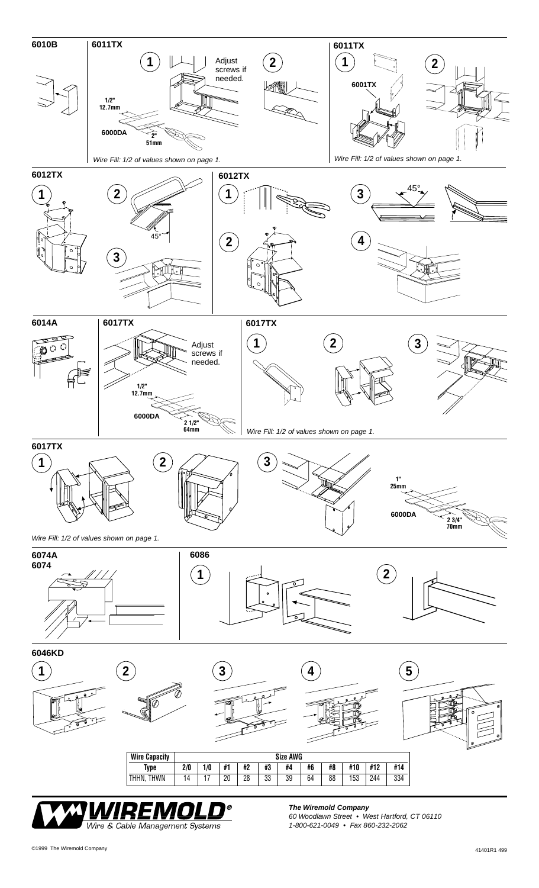## 6010B

## 6011TX

1 Adjust screws if needed.

2

1/2"
12.7mm

6000DA

2"
51mm

*Wire Fill: 1/2 of values shown on page 1.*

## 6011TX

1

6001TX

2

*Wire Fill: 1/2 of values shown on page 1.*

## 6012TX

1

2

45°

3

## 6012TX

1

2

3

45°

4

## 6014A

## 6017TX

Adjust screws if needed.

1/2"
12.7mm

6000DA

2 1/2"
64mm

## 6017TX

1

2

3

*Wire Fill: 1/2 of values shown on page 1.*

## 6017TX

1

2

3

1"
25mm

6000DA

2 3/4"
70mm

*Wire Fill: 1/2 of values shown on page 1.*

## 6074A
## 6074

## 6086

1

2

## 6046KD

1

2

3

4

5

| Wire Capacity | Size AWG | | | | | | | | | | |
|---|---|---|---|---|---|---|---|---|---|---|---|
| Type | 2/0 | 1/0 | #1 | #2 | #3 | #4 | #6 | #8 | #10 | #12 | #14 |
| THHN, THWN | 14 | 17 | 20 | 28 | 33 | 39 | 64 | 88 | 153 | 244 | 334 |

**WIREMOLD®**
Wire & Cable Management Systems

***The Wiremold Company***
*60 Woodlawn Street • West Hartford, CT 06110*
*1-800-621-0049 • Fax 860-232-2062*

©1999 The Wiremold Company

41401R1 499